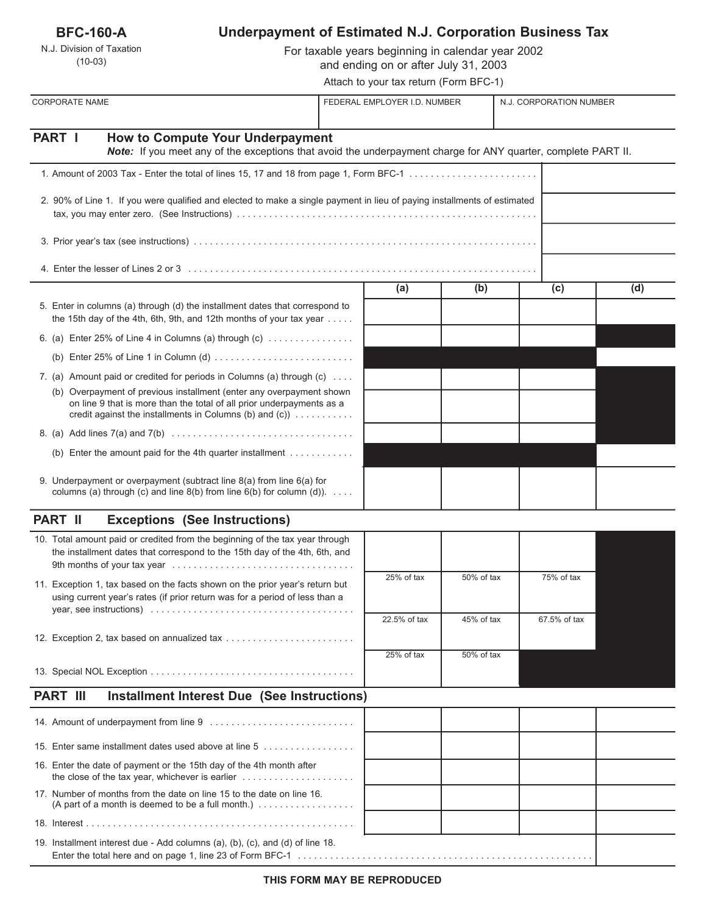**BFC-160-A**

N.J. Division of Taxation
(10-03)

# Underpayment of Estimated N.J. Corporation Business Tax

For taxable years beginning in calendar year 2002
and ending on or after July 31, 2003

Attach to your tax return (Form BFC-1)

| CORPORATE NAME | FEDERAL EMPLOYER I.D. NUMBER | N.J. CORPORATION NUMBER |
|---|---|---|
| | | |

## PART I How to Compute Your Underpayment

***Note:*** If you meet any of the exceptions that avoid the underpayment charge for ANY quarter, complete PART II.

| | |
|---|---|
| 1. Amount of 2003 Tax - Enter the total of lines 15, 17 and 18 from page 1, Form BFC-1 | |
| 2. 90% of Line 1. If you were qualified and elected to make a single payment in lieu of paying installments of estimated tax, you may enter zero. (See Instructions) | |
| 3. Prior year's tax (see instructions) | |
| 4. Enter the lesser of Lines 2 or 3 | |

| | (a) | (b) | (c) | (d) |
|---|---|---|---|---|
| 5. Enter in columns (a) through (d) the installment dates that correspond to the 15th day of the 4th, 6th, 9th, and 12th months of your tax year | | | | |
| 6. (a) Enter 25% of Line 4 in Columns (a) through (c) | | | | |
| (b) Enter 25% of Line 1 in Column (d) | | | | |
| 7. (a) Amount paid or credited for periods in Columns (a) through (c) | | | | |
| (b) Overpayment of previous installment (enter any overpayment shown on line 9 that is more than the total of all prior underpayments as a credit against the installments in Columns (b) and (c)) | | | | |
| 8. (a) Add lines 7(a) and 7(b) | | | | |
| (b) Enter the amount paid for the 4th quarter installment | | | | |
| 9. Underpayment or overpayment (subtract line 8(a) from line 6(a) for columns (a) through (c) and line 8(b) from line 6(b) for column (d)). | | | | |

## PART II Exceptions (See Instructions)

| | (a) | (b) | (c) | (d) |
|---|---|---|---|---|
| 10. Total amount paid or credited from the beginning of the tax year through the installment dates that correspond to the 15th day of the 4th, 6th, and 9th months of your tax year | | | | |
| 11. Exception 1, tax based on the facts shown on the prior year's return but using current year's rates (if prior return was for a period of less than a year, see instructions) | 25% of tax | 50% of tax | 75% of tax | |
| 12. Exception 2, tax based on annualized tax | 22.5% of tax | 45% of tax | 67.5% of tax | |
| 13. Special NOL Exception | 25% of tax | 50% of tax | | |

## PART III Installment Interest Due (See Instructions)

| | (a) | (b) | (c) | (d) |
|---|---|---|---|---|
| 14. Amount of underpayment from line 9 | | | | |
| 15. Enter same installment dates used above at line 5 | | | | |
| 16. Enter the date of payment or the 15th day of the 4th month after the close of the tax year, whichever is earlier | | | | |
| 17. Number of months from the date on line 15 to the date on line 16. (A part of a month is deemed to be a full month.) | | | | |
| 18. Interest | | | | |

| | |
|---|---|
| 19. Installment interest due - Add columns (a), (b), (c), and (d) of line 18. Enter the total here and on page 1, line 23 of Form BFC-1 | |

**THIS FORM MAY BE REPRODUCED**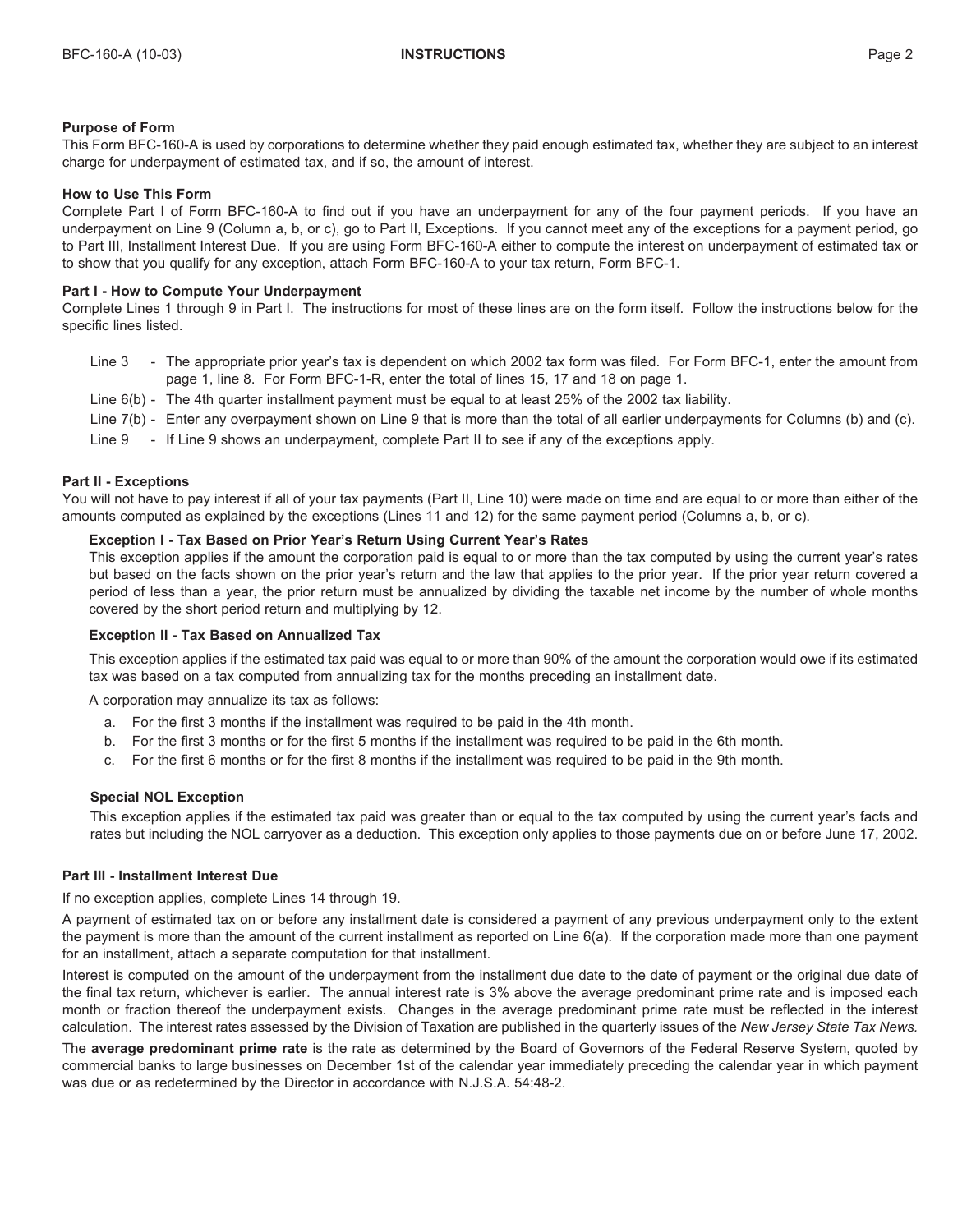## Purpose of Form

This Form BFC-160-A is used by corporations to determine whether they paid enough estimated tax, whether they are subject to an interest charge for underpayment of estimated tax, and if so, the amount of interest.

## How to Use This Form

Complete Part I of Form BFC-160-A to find out if you have an underpayment for any of the four payment periods. If you have an underpayment on Line 9 (Column a, b, or c), go to Part II, Exceptions. If you cannot meet any of the exceptions for a payment period, go to Part III, Installment Interest Due. If you are using Form BFC-160-A either to compute the interest on underpayment of estimated tax or to show that you qualify for any exception, attach Form BFC-160-A to your tax return, Form BFC-1.

## Part I - How to Compute Your Underpayment

Complete Lines 1 through 9 in Part I. The instructions for most of these lines are on the form itself. Follow the instructions below for the specific lines listed.

- Line 3 - The appropriate prior year's tax is dependent on which 2002 tax form was filed. For Form BFC-1, enter the amount from page 1, line 8. For Form BFC-1-R, enter the total of lines 15, 17 and 18 on page 1.
- Line 6(b) - The 4th quarter installment payment must be equal to at least 25% of the 2002 tax liability.
- Line 7(b) - Enter any overpayment shown on Line 9 that is more than the total of all earlier underpayments for Columns (b) and (c).
- Line 9 - If Line 9 shows an underpayment, complete Part II to see if any of the exceptions apply.

## Part II - Exceptions

You will not have to pay interest if all of your tax payments (Part II, Line 10) were made on time and are equal to or more than either of the amounts computed as explained by the exceptions (Lines 11 and 12) for the same payment period (Columns a, b, or c).

### Exception I - Tax Based on Prior Year's Return Using Current Year's Rates

This exception applies if the amount the corporation paid is equal to or more than the tax computed by using the current year's rates but based on the facts shown on the prior year's return and the law that applies to the prior year. If the prior year return covered a period of less than a year, the prior return must be annualized by dividing the taxable net income by the number of whole months covered by the short period return and multiplying by 12.

### Exception II - Tax Based on Annualized Tax

This exception applies if the estimated tax paid was equal to or more than 90% of the amount the corporation would owe if its estimated tax was based on a tax computed from annualizing tax for the months preceding an installment date.

A corporation may annualize its tax as follows:

a. For the first 3 months if the installment was required to be paid in the 4th month.
b. For the first 3 months or for the first 5 months if the installment was required to be paid in the 6th month.
c. For the first 6 months or for the first 8 months if the installment was required to be paid in the 9th month.

### Special NOL Exception

This exception applies if the estimated tax paid was greater than or equal to the tax computed by using the current year's facts and rates but including the NOL carryover as a deduction. This exception only applies to those payments due on or before June 17, 2002.

## Part III - Installment Interest Due

If no exception applies, complete Lines 14 through 19.

A payment of estimated tax on or before any installment date is considered a payment of any previous underpayment only to the extent the payment is more than the amount of the current installment as reported on Line 6(a). If the corporation made more than one payment for an installment, attach a separate computation for that installment.

Interest is computed on the amount of the underpayment from the installment due date to the date of payment or the original due date of the final tax return, whichever is earlier. The annual interest rate is 3% above the average predominant prime rate and is imposed each month or fraction thereof the underpayment exists. Changes in the average predominant prime rate must be reflected in the interest calculation. The interest rates assessed by the Division of Taxation are published in the quarterly issues of the *New Jersey State Tax News.*

The **average predominant prime rate** is the rate as determined by the Board of Governors of the Federal Reserve System, quoted by commercial banks to large businesses on December 1st of the calendar year immediately preceding the calendar year in which payment was due or as redetermined by the Director in accordance with N.J.S.A. 54:48-2.